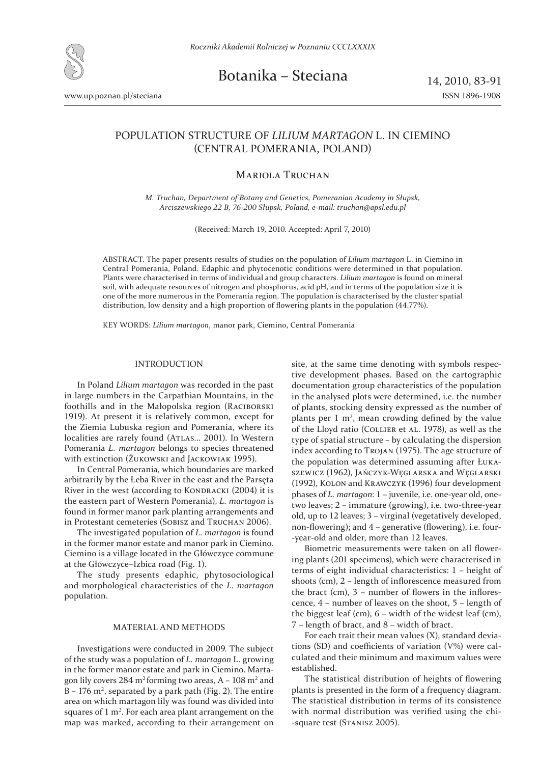# POPULATION STRUCTURE OF *LILIUM MARTAGON* L. IN CIEMINO (CENTRAL POMERANIA, POLAND)

## Mariola Truchan

*M. Truchan, Department of Botany and Genetics, Pomeranian Academy in Słupsk, Arciszewskiego 22 B, 76-200 Słupsk, Poland, e-mail: truchan@apsl.edu.pl*

(Received: March 19, 2010. Accepted: April 7, 2010)

ABSTRACT. The paper presents results of studies on the population of *Lilium martagon* L. in Ciemino in Central Pomerania, Poland. Edaphic and phytocenotic conditions were determined in that population. Plants were characterised in terms of individual and group characters. *Lilium martagon* is found on mineral soil, with adequate resources of nitrogen and phosphorus, acid pH, and in terms of the population size it is one of the more numerous in the Pomerania region. The population is characterised by the cluster spatial distribution, low density and a high proportion of flowering plants in the population (44.77%).

KEY WORDS: *Lilium martagon*, manor park, Ciemino, Central Pomerania

## INTRODUCTION

In Poland *Lilium martagon* was recorded in the past in large numbers in the Carpathian Mountains, in the foothills and in the Małopolska region (Raciborski 1919). At present it is relatively common, except for the Ziemia Lubuska region and Pomerania, where its localities are rarely found (Atlas... 2001). In Western Pomerania *L. martagon* belongs to species threatened with extinction (Żukowski and Jackowiak 1995).

In Central Pomerania, which boundaries are marked arbitrarily by the Łeba River in the east and the Parsęta River in the west (according to Kondracki (2004) it is the eastern part of Western Pomerania), *L. martagon* is found in former manor park planting arrangements and in Protestant cemeteries (Sobisz and Truchan 2006).

The investigated population of *L. martagon* is found in the former manor estate and manor park in Ciemino. Ciemino is a village located in the Główczyce commune at the Główczyce–Izbica road (Fig. 1).

The study presents edaphic, phytosociological and morphological characteristics of the *L. martagon* population.

## MATERIAL AND METHODS

Investigations were conducted in 2009. The subject of the study was a population of *L. martagon* L. growing in the former manor estate and park in Ciemino. Martagon lily covers 284 $m^2$ forming two areas, A – 108 $m^2$ and B – 176 $m^2$, separated by a park path (Fig. 2). The entire area on which martagon lily was found was divided into squares of 1 $m^2$. For each area plant arrangement on the map was marked, according to their arrangement on site, at the same time denoting with symbols respective development phases. Based on the cartographic documentation group characteristics of the population in the analysed plots were determined, i.e. the number of plants, stocking density expressed as the number of plants per 1 $m^2$, mean crowding defined by the value of the Lloyd ratio (Collier et al. 1978), as well as the type of spatial structure – by calculating the dispersion index according to Trojan (1975). The age structure of the population was determined assuming after Łukaszewicz (1962), Jańczyk-Węglarska and Węglarski (1992), Kolon and Krawczyk (1996) four development phases of *L. martagon*: 1 – juvenile, i.e. one-year old, one-two leaves; 2 – immature (growing), i.e. two-three-year old, up to 12 leaves; 3 – virginal (vegetatively developed, non-flowering); and 4 – generative (flowering), i.e. four--year-old and older, more than 12 leaves.

Biometric measurements were taken on all flowering plants (201 specimens), which were characterised in terms of eight individual characteristics: 1 – height of shoots (cm), 2 – length of inflorescence measured from the bract (cm), 3 – number of flowers in the inflorescence, 4 – number of leaves on the shoot, 5 – length of the biggest leaf (cm), 6 – width of the widest leaf (cm), 7 – length of bract, and 8 – width of bract.

For each trait their mean values (X), standard deviations (SD) and coefficients of variation (V%) were calculated and their minimum and maximum values were established.

The statistical distribution of heights of flowering plants is presented in the form of a frequency diagram. The statistical distribution in terms of its consistence with normal distribution was verified using the chi--square test (Stanisz 2005).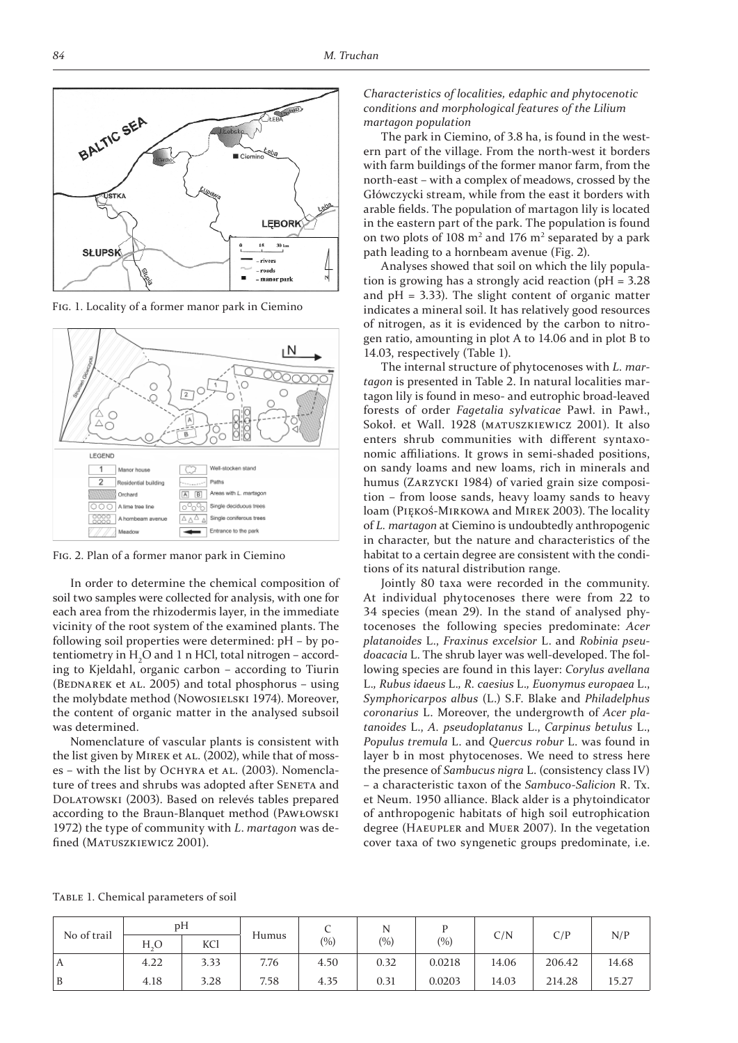Fig. 1. Locality of a former manor park in Ciemino

Fig. 2. Plan of a former manor park in Ciemino

In order to determine the chemical composition of soil two samples were collected for analysis, with one for each area from the rhizodermis layer, in the immediate vicinity of the root system of the examined plants. The following soil properties were determined: pH – by potentiometry in $H_2O$ and 1 n HCl, total nitrogen – according to Kjeldahl, organic carbon – according to Tiurin (Bednarek et al. 2005) and total phosphorus – using the molybdate method (Nowosielski 1974). Moreover, the content of organic matter in the analysed subsoil was determined.

Nomenclature of vascular plants is consistent with the list given by Mirek et al. (2002), while that of mosses – with the list by Ochyra et al. (2003). Nomenclature of trees and shrubs was adopted after Seneta and Dolatowski (2003). Based on relevés tables prepared according to the Braun-Blanquet method (Pawłowski 1972) the type of community with *L. martagon* was defined (Matuszkiewicz 2001).

*Characteristics of localities, edaphic and phytocenotic conditions and morphological features of the Lilium martagon population*

The park in Ciemino, of 3.8 ha, is found in the western part of the village. From the north-west it borders with farm buildings of the former manor farm, from the north-east – with a complex of meadows, crossed by the Główczycki stream, while from the east it borders with arable fields. The population of martagon lily is located in the eastern part of the park. The population is found on two plots of 108 $m^2$ and 176 $m^2$ separated by a park path leading to a hornbeam avenue (Fig. 2).

Analyses showed that soil on which the lily population is growing has a strongly acid reaction (pH = 3.28 and pH = 3.33). The slight content of organic matter indicates a mineral soil. It has relatively good resources of nitrogen, as it is evidenced by the carbon to nitrogen ratio, amounting in plot A to 14.06 and in plot B to 14.03, respectively (Table 1).

The internal structure of phytocenoses with *L. martagon* is presented in Table 2. In natural localities martagon lily is found in meso- and eutrophic broad-leaved forests of order *Fagetalia sylvaticae* Pawł. in Pawł., Sokoł. et Wall. 1928 (Matuszkiewicz 2001). It also enters shrub communities with different syntaxonomic affiliations. It grows in semi-shaded positions, on sandy loams and new loams, rich in minerals and humus (Zarzycki 1984) of varied grain size composition – from loose sands, heavy loamy sands to heavy loam (Piękoś-Mirkowa and Mirek 2003). The locality of *L. martagon* at Ciemino is undoubtedly anthropogenic in character, but the nature and characteristics of the habitat to a certain degree are consistent with the conditions of its natural distribution range.

Jointly 80 taxa were recorded in the community. At individual phytocenoses there were from 22 to 34 species (mean 29). In the stand of analysed phytocenoses the following species predominate: *Acer platanoides* L., *Fraxinus excelsior* L. and *Robinia pseudoacacia* L. The shrub layer was well-developed. The following species are found in this layer: *Corylus avellana* L., *Rubus idaeus* L., *R. caesius* L., *Euonymus europaea* L., *Symphoricarpos albus* (L.) S.F. Blake and *Philadelphus coronarius* L. Moreover, the undergrowth of *Acer platanoides* L., *A. pseudoplatanus* L., *Carpinus betulus* L., *Populus tremula* L. and *Quercus robur* L. was found in layer b in most phytocenoses. We need to stress here the presence of *Sambucus nigra* L. (consistency class IV) – a characteristic taxon of the *Sambuco-Salicion* R. Tx. et Neum. 1950 alliance. Black alder is a phytoindicator of anthropogenic habitats of high soil eutrophication degree (Haeupler and Muer 2007). In the vegetation cover taxa of two syngenetic groups predominate, i.e.

Table 1. Chemical parameters of soil

| No of trail | pH | | Humus | C (%) | N (%) | P (%) | C/N | C/P | N/P |
|---|---|---|---|---|---|---|---|---|---|
| | $H_2O$ | KCl | | | | | | | |
| A | 4.22 | 3.33 | 7.76 | 4.50 | 0.32 | 0.0218 | 14.06 | 206.42 | 14.68 |
| B | 4.18 | 3.28 | 7.58 | 4.35 | 0.31 | 0.0203 | 14.03 | 214.28 | 15.27 |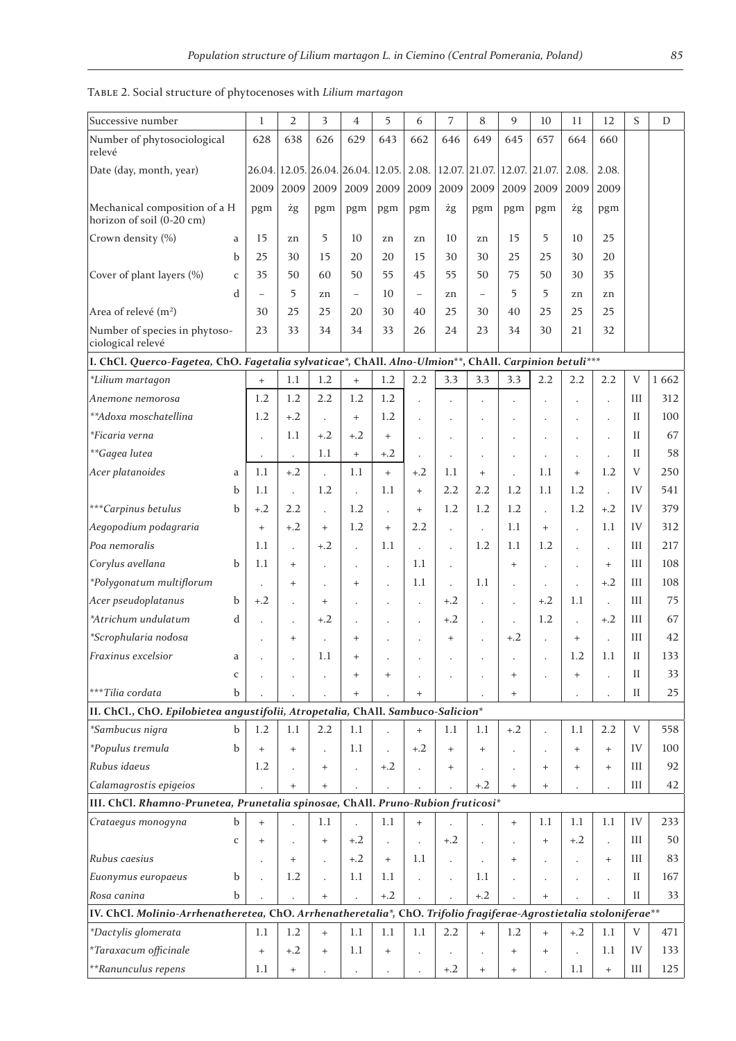Table 2. Social structure of phytocenoses with *Lilium martagon*

| Successive number | | 1 | 2 | 3 | 4 | 5 | 6 | 7 | 8 | 9 | 10 | 11 | 12 | S | D |
|---|---|---|---|---|---|---|---|---|---|---|---|---|---|---|---|
| Number of phytosociological relevé | | 628 | 638 | 626 | 629 | 643 | 662 | 646 | 649 | 645 | 657 | 664 | 660 | | |
| Date (day, month, year) | | 26.04. 2009 | 12.05. 2009 | 26.04. 2009 | 26.04. 2009 | 12.05. 2009 | 2.08. 2009 | 12.07. 2009 | 21.07. 2009 | 12.07. 2009 | 21.07. 2009 | 2.08. 2009 | 2.08. 2009 | | |
| Mechanical composition of a H horizon of soil (0-20 cm) | | pgm | żg | pgm | pgm | pgm | pgm | żg | pgm | pgm | pgm | żg | pgm | | |
| Crown density (%) | a | 15 | zn | 5 | 10 | zn | zn | 10 | zn | 15 | 5 | 10 | 25 | | |
| | b | 25 | 30 | 15 | 20 | 20 | 15 | 30 | 30 | 25 | 25 | 30 | 20 | | |
| Cover of plant layers (%) | c | 35 | 50 | 60 | 50 | 55 | 45 | 55 | 50 | 75 | 50 | 30 | 35 | | |
| | d | – | 5 | zn | – | 10 | – | zn | – | 5 | 5 | zn | zn | | |
| Area of relevé (m²) | | 30 | 25 | 25 | 20 | 30 | 40 | 25 | 30 | 40 | 25 | 25 | 25 | | |
| Number of species in phytosociological relevé | | 23 | 33 | 34 | 34 | 33 | 26 | 24 | 23 | 34 | 30 | 21 | 32 | | |
| **I. ChCl. *Querco-Fagetea*, ChO. *Fagetalia sylvaticae*\*, ChAll. *Alno-Ulmion*\*\*, ChAll. *Carpinion betuli*\*\*\*** | | | | | | | | | | | | | | | |
| *\*Lilium martagon* | | + | 1.1 | 1.2 | + | 1.2 | 2.2 | 3.3 | 3.3 | 3.3 | 2.2 | 2.2 | 2.2 | V | 1 662 |
| *Anemone nemorosa* | | 1.2 | 1.2 | 2.2 | 1.2 | 1.2 | . | . | . | . | . | . | . | III | 312 |
| *\*\*Adoxa moschatellina* | | 1.2 | +.2 | . | + | 1.2 | . | . | . | . | . | . | . | II | 100 |
| *\*Ficaria verna* | | . | 1.1 | +.2 | +.2 | + | . | . | . | . | . | . | . | II | 67 |
| *\*\*Gagea lutea* | | . | . | 1.1 | + | +.2 | . | . | . | . | . | . | . | II | 58 |
| *Acer platanoides* | a | 1.1 | +.2 | . | 1.1 | + | +.2 | 1.1 | + | . | 1.1 | + | 1.2 | V | 250 |
| | b | 1.1 | . | 1.2 | . | 1.1 | + | 2.2 | 2.2 | 1.2 | 1.1 | 1.2 | . | IV | 541 |
| *\*\*\*Carpinus betulus* | b | +.2 | 2.2 | . | 1.2 | . | + | 1.2 | 1.2 | 1.2 | . | 1.2 | +.2 | IV | 379 |
| *Aegopodium podagraria* | | + | +.2 | + | 1.2 | + | 2.2 | . | . | 1.1 | + | . | 1.1 | IV | 312 |
| *Poa nemoralis* | | 1.1 | . | +.2 | . | 1.1 | . | . | 1.2 | 1.1 | 1.2 | . | . | III | 217 |
| *Corylus avellana* | b | 1.1 | + | . | . | . | 1.1 | . | . | + | . | . | + | III | 108 |
| *\*Polygonatum multiflorum* | | . | + | . | + | . | 1.1 | . | 1.1 | . | . | . | +.2 | III | 108 |
| *Acer pseudoplatanus* | b | +.2 | . | + | . | . | . | +.2 | . | . | +.2 | 1.1 | . | III | 75 |
| *\*Atrichum undulatum* | d | . | . | +.2 | . | . | . | +.2 | . | . | 1.2 | . | +.2 | III | 67 |
| *\*Scrophularia nodosa* | | . | + | . | + | . | . | + | . | +.2 | . | + | . | III | 42 |
| *Fraxinus excelsior* | a | . | . | 1.1 | + | . | . | . | . | . | . | 1.2 | 1.1 | II | 133 |
| | c | . | . | . | + | + | . | . | . | + | . | + | . | II | 33 |
| *\*\*\*Tilia cordata* | b | . | . | . | + | . | + | . | . | + | | . | . | II | 25 |
| **II. ChCl., ChO. *Epilobietea angustifolii*, *Atropetalia*, ChAll. *Sambuco-Salicion*\*** | | | | | | | | | | | | | | | |
| *\*Sambucus nigra* | b | 1.2 | 1.1 | 2.2 | 1.1 | . | + | 1.1 | 1.1 | +.2 | . | 1.1 | 2.2 | V | 558 |
| *\*Populus tremula* | b | + | + | . | 1.1 | . | +.2 | + | + | . | . | + | + | IV | 100 |
| *Rubus idaeus* | | 1.2 | . | + | . | +.2 | . | + | . | . | + | + | + | III | 92 |
| *Calamagrostis epigeios* | | . | + | + | . | . | . | . | +.2 | + | + | . | . | III | 42 |
| **III. ChCl. *Rhamno-Prunetea*, *Prunetalia spinosae*, ChAll. *Pruno-Rubion fruticosi*\*** | | | | | | | | | | | | | | | |
| *Crataegus monogyna* | b | + | . | 1.1 | . | 1.1 | + | . | . | + | 1.1 | 1.1 | 1.1 | IV | 233 |
| | c | + | . | + | +.2 | . | . | +.2 | . | . | + | +.2 | . | III | 50 |
| *Rubus caesius* | | . | + | . | +.2 | + | 1.1 | . | . | + | . | . | + | III | 83 |
| *Euonymus europaeus* | b | . | 1.2 | . | 1.1 | 1.1 | . | . | 1.1 | . | . | . | . | II | 167 |
| *Rosa canina* | b | . | . | + | . | +.2 | . | . | +.2 | . | + | . | . | II | 33 |
| **IV. ChCl. *Molinio-Arrhenatheretea*, ChO. *Arrhenatheretalia*\*, ChO. *Trifolio fragiferae-Agrostietalia stoloniferae*\*\*** | | | | | | | | | | | | | | | |
| *\*Dactylis glomerata* | | 1.1 | 1.2 | + | 1.1 | 1.1 | 1.1 | 2.2 | + | 1.2 | + | +.2 | 1.1 | V | 471 |
| *\*Taraxacum officinale* | | + | +.2 | + | 1.1 | + | . | . | . | + | + | . | 1.1 | IV | 133 |
| *\*\*Ranunculus repens* | | 1.1 | + | . | . | . | . | +.2 | + | + | . | 1.1 | + | III | 125 |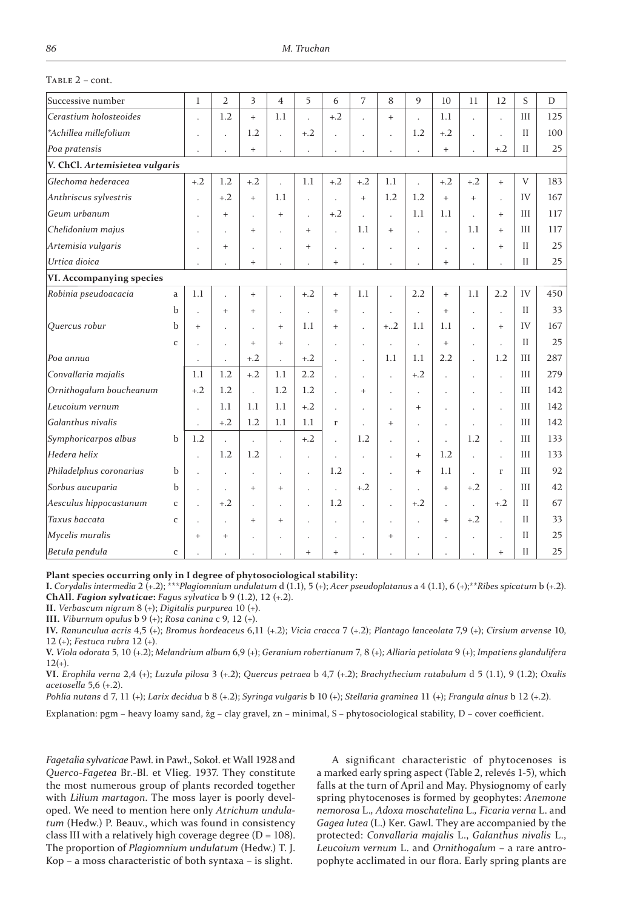Table 2 – cont.

| Successive number | | 1 | 2 | 3 | 4 | 5 | 6 | 7 | 8 | 9 | 10 | 11 | 12 | S | D |
|---|---|---|---|---|---|---|---|---|---|---|---|---|---|---|---|
| *Cerastium holosteoides* | | . | 1.2 | + | 1.1 | . | +.2 | . | + | . | 1.1 | . | . | III | 125 |
| **Achillea millefolium* | | . | . | 1.2 | . | +.2 | . | . | . | 1.2 | +.2 | . | . | II | 100 |
| *Poa pratensis* | | . | . | + | . | . | . | . | . | . | + | . | +.2 | II | 25 |
| **V. ChCl. *Artemisietea vulgaris*** | | | | | | | | | | | | | | | |
| *Glechoma hederacea* | | +.2 | 1.2 | +.2 | . | 1.1 | +.2 | +.2 | 1.1 | . | +.2 | +.2 | + | V | 183 |
| *Anthriscus sylvestris* | | . | +.2 | + | 1.1 | . | . | + | 1.2 | 1.2 | + | + | . | IV | 167 |
| *Geum urbanum* | | . | + | . | + | . | +.2 | . | . | 1.1 | 1.1 | . | + | III | 117 |
| *Chelidonium majus* | | . | . | + | . | + | . | 1.1 | + | . | . | 1.1 | + | III | 117 |
| *Artemisia vulgaris* | | . | + | . | . | + | . | . | . | . | . | . | + | II | 25 |
| *Urtica dioica* | | . | . | + | . | . | + | . | . | . | + | . | . | II | 25 |
| **VI. Accompanying species** | | | | | | | | | | | | | | | |
| *Robinia pseudoacacia* | a | 1.1 | . | + | . | +.2 | + | 1.1 | . | 2.2 | + | 1.1 | 2.2 | IV | 450 |
| | b | . | + | + | . | . | + | . | . | . | + | . | . | II | 33 |
| *Quercus robur* | b | + | . | . | + | 1.1 | + | . | +..2 | 1.1 | 1.1 | . | + | IV | 167 |
| | c | . | . | + | + | . | . | . | . | . | + | . | . | II | 25 |
| *Poa annua* | | . | . | +.2 | . | +.2 | . | . | 1.1 | 1.1 | 2.2 | . | 1.2 | III | 287 |
| *Convallaria majalis* | | 1.1 | 1.2 | +.2 | 1.1 | 2.2 | . | . | . | +.2 | . | . | . | III | 279 |
| *Ornithogalum boucheanum* | | +.2 | 1.2 | . | 1.2 | 1.2 | . | + | . | . | . | . | . | III | 142 |
| *Leucoium vernum* | | . | 1.1 | 1.1 | 1.1 | +.2 | . | . | . | + | . | . | . | III | 142 |
| *Galanthus nivalis* | | . | +.2 | 1.2 | 1.1 | 1.1 | r | . | + | . | . | . | . | III | 142 |
| *Symphoricarpos albus* | b | 1.2 | . | . | . | +.2 | . | 1.2 | . | . | . | 1.2 | . | III | 133 |
| *Hedera helix* | | . | 1.2 | 1.2 | . | . | . | . | . | + | 1.2 | . | . | III | 133 |
| *Philadelphus coronarius* | b | . | . | . | . | . | 1.2 | . | . | + | 1.1 | . | r | III | 92 |
| *Sorbus aucuparia* | b | . | . | + | + | . | . | +.2 | . | . | + | +.2 | . | III | 42 |
| *Aesculus hippocastanum* | c | . | +.2 | . | . | . | 1.2 | . | . | +.2 | . | . | +.2 | II | 67 |
| *Taxus baccata* | c | . | . | + | + | . | . | . | . | . | + | +.2 | . | II | 33 |
| *Mycelis muralis* | | + | + | . | . | . | . | . | + | . | . | . | . | II | 25 |
| *Betula pendula* | c | . | . | . | . | + | + | . | . | . | . | . | + | II | 25 |

**Plant species occurring only in I degree of phytosociological stability:**

**I.** *Corydalis intermedia* 2 (+.2); ****Plagiomnium undulatum* d (1.1), 5 (+); *Acer pseudoplatanus* a 4 (1.1), 6 (+);***Ribes spicatum* b (+.2).
**ChAll. *Fagion sylvaticae*:** *Fagus sylvatica* b 9 (1.2), 12 (+.2).
**II.** *Verbascum nigrum* 8 (+); *Digitalis purpurea* 10 (+).
**III.** *Viburnum opulus* b 9 (+); *Rosa canina* c 9, 12 (+).
**IV.** *Ranunculua acris* 4,5 (+); *Bromus hordeaceus* 6,11 (+.2); *Vicia cracca* 7 (+.2); *Plantago lanceolata* 7,9 (+); *Cirsium arvense* 10, 12 (+); *Festuca rubra* 12 (+).
**V.** *Viola odorata* 5, 10 (+.2); *Melandrium album* 6,9 (+); *Geranium robertianum* 7, 8 (+); *Alliaria petiolata* 9 (+); *Impatiens glandulifera* 12(+).
**VI.** *Erophila verna* 2,4 (+); *Luzula pilosa* 3 (+.2); *Quercus petraea* b 4,7 (+.2); *Brachythecium rutabulum* d 5 (1.1), 9 (1.2); *Oxalis acetosella* 5,6 (+.2).
*Pohlia nutans* d 7, 11 (+); *Larix decidua* b 8 (+.2); *Syringa vulgaris* b 10 (+); *Stellaria graminea* 11 (+); *Frangula alnus* b 12 (+.2).

Explanation: pgm – heavy loamy sand, żg – clay gravel, zn – minimal, S – phytosociological stability, D – cover coefficient.

*Fagetalia sylvaticae* Pawł. in Pawł., Sokoł. et Wall 1928 and *Querco-Fagetea* Br.-Bl. et Vlieg. 1937. They constitute the most numerous group of plants recorded together with *Lilium martagon*. The moss layer is poorly developed. We need to mention here only *Atrichum undulatum* (Hedw.) P. Beauv., which was found in consistency class III with a relatively high coverage degree (D = 108). The proportion of *Plagiomnium undulatum* (Hedw.) T. J. Kop – a moss characteristic of both syntaxa – is slight.

A significant characteristic of phytocenoses is a marked early spring aspect (Table 2, relevés 1-5), which falls at the turn of April and May. Physiognomy of early spring phytocenoses is formed by geophytes: *Anemone nemorosa* L., *Adoxa moschatelina* L., *Ficaria verna* L. and *Gagea lutea* (L.) Ker. Gawl. They are accompanied by the protected: *Convallaria majalis* L., *Galanthus nivalis* L., *Leucoium vernum* L. and *Ornithogalum* – a rare antropophyte acclimated in our flora. Early spring plants are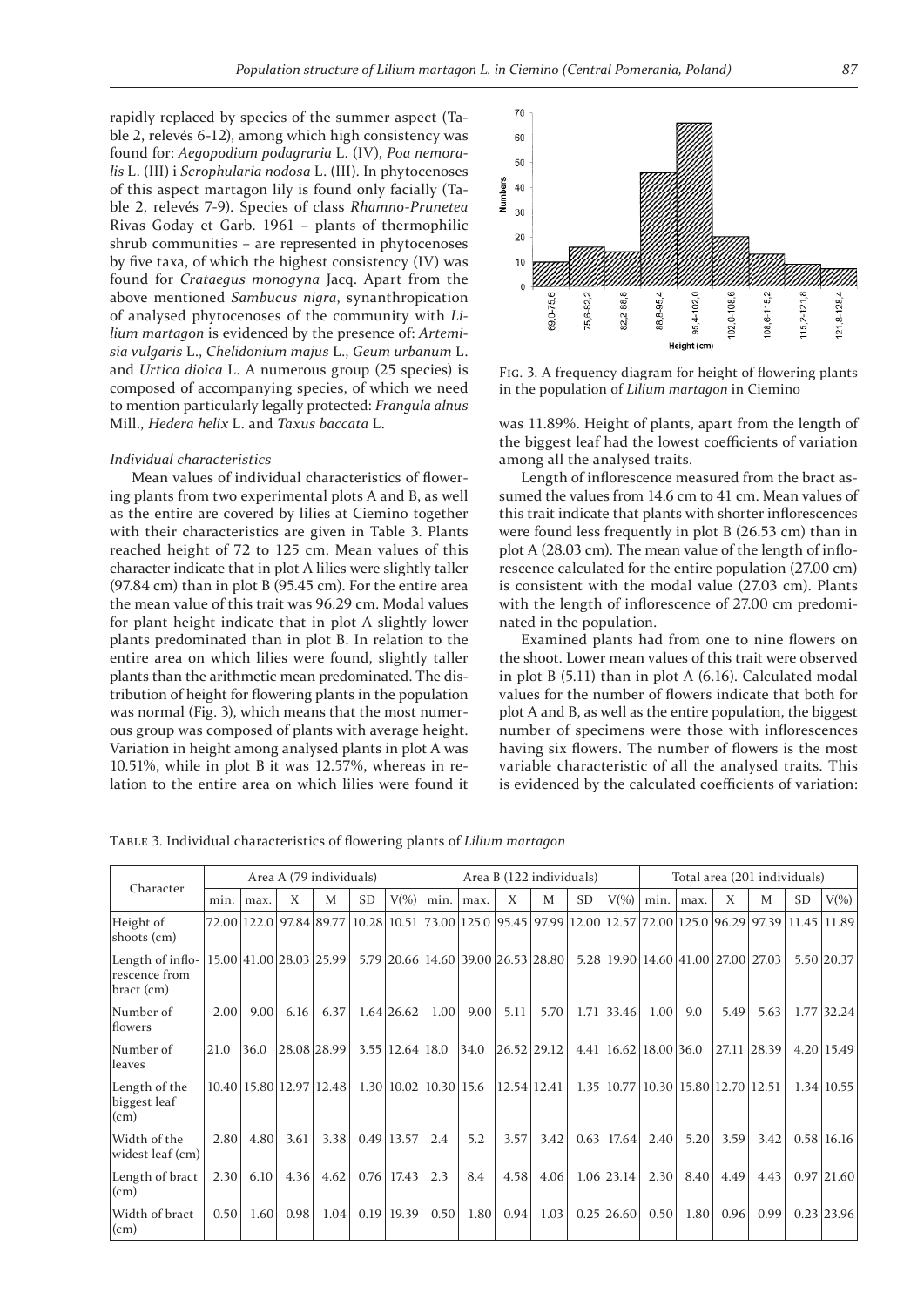rapidly replaced by species of the summer aspect (Table 2, relevés 6-12), among which high consistency was found for: *Aegopodium podagraria* L. (IV), *Poa nemoralis* L. (III) i *Scrophularia nodosa* L. (III). In phytocenoses of this aspect martagon lily is found only facially (Table 2, relevés 7-9). Species of class *Rhamno-Prunetea* Rivas Goday et Garb. 1961 – plants of thermophilic shrub communities – are represented in phytocenoses by five taxa, of which the highest consistency (IV) was found for *Crataegus monogyna* Jacq. Apart from the above mentioned *Sambucus nigra*, synanthropication of analysed phytocenoses of the community with *Lilium martagon* is evidenced by the presence of: *Artemisia vulgaris* L., *Chelidonium majus* L., *Geum urbanum* L. and *Urtica dioica* L. A numerous group (25 species) is composed of accompanying species, of which we need to mention particularly legally protected: *Frangula alnus* Mill., *Hedera helix* L. and *Taxus baccata* L.

*Individual characteristics*

Mean values of individual characteristics of flowering plants from two experimental plots A and B, as well as the entire are covered by lilies at Ciemino together with their characteristics are given in Table 3. Plants reached height of 72 to 125 cm. Mean values of this character indicate that in plot A lilies were slightly taller (97.84 cm) than in plot B (95.45 cm). For the entire area the mean value of this trait was 96.29 cm. Modal values for plant height indicate that in plot A slightly lower plants predominated than in plot B. In relation to the entire area on which lilies were found, slightly taller plants than the arithmetic mean predominated. The distribution of height for flowering plants in the population was normal (Fig. 3), which means that the most numerous group was composed of plants with average height. Variation in height among analysed plants in plot A was 10.51%, while in plot B it was 12.57%, whereas in relation to the entire area on which lilies were found it was 11.89%. Height of plants, apart from the length of the biggest leaf had the lowest coefficients of variation among all the analysed traits.

Fig. 3. A frequency diagram for height of flowering plants in the population of *Lilium martagon* in Ciemino

Length of inflorescence measured from the bract assumed the values from 14.6 cm to 41 cm. Mean values of this trait indicate that plants with shorter inflorescences were found less frequently in plot B (26.53 cm) than in plot A (28.03 cm). The mean value of the length of inflorescence calculated for the entire population (27.00 cm) is consistent with the modal value (27.03 cm). Plants with the length of inflorescence of 27.00 cm predominated in the population.

Examined plants had from one to nine flowers on the shoot. Lower mean values of this trait were observed in plot B (5.11) than in plot A (6.16). Calculated modal values for the number of flowers indicate that both for plot A and B, as well as the entire population, the biggest number of specimens were those with inflorescences having six flowers. The number of flowers is the most variable characteristic of all the analysed traits. This is evidenced by the calculated coefficients of variation:

Table 3. Individual characteristics of flowering plants of *Lilium martagon*

| Character | Area A (79 individuals) | | | | | | Area B (122 individuals) | | | | | | Total area (201 individuals) | | | | | |
|---|---|---|---|---|---|---|---|---|---|---|---|---|---|---|---|---|---|---|
| | min. | max. | X | M | SD | V(%) | min. | max. | X | M | SD | V(%) | min. | max. | X | M | SD | V(%) |
| Height of shoots (cm) | 72.00 | 122.0 | 97.84 | 89.77 | 10.28 | 10.51 | 73.00 | 125.0 | 95.45 | 97.99 | 12.00 | 12.57 | 72.00 | 125.0 | 96.29 | 97.39 | 11.45 | 11.89 |
| Length of inflorescence from bract (cm) | 15.00 | 41.00 | 28.03 | 25.99 | 5.79 | 20.66 | 14.60 | 39.00 | 26.53 | 28.80 | 5.28 | 19.90 | 14.60 | 41.00 | 27.00 | 27.03 | 5.50 | 20.37 |
| Number of flowers | 2.00 | 9.00 | 6.16 | 6.37 | 1.64 | 26.62 | 1.00 | 9.00 | 5.11 | 5.70 | 1.71 | 33.46 | 1.00 | 9.0 | 5.49 | 5.63 | 1.77 | 32.24 |
| Number of leaves | 21.0 | 36.0 | 28.08 | 28.99 | 3.55 | 12.64 | 18.0 | 34.0 | 26.52 | 29.12 | 4.41 | 16.62 | 18.00 | 36.0 | 27.11 | 28.39 | 4.20 | 15.49 |
| Length of the biggest leaf (cm) | 10.40 | 15.80 | 12.97 | 12.48 | 1.30 | 10.02 | 10.30 | 15.6 | 12.54 | 12.41 | 1.35 | 10.77 | 10.30 | 15.80 | 12.70 | 12.51 | 1.34 | 10.55 |
| Width of the widest leaf (cm) | 2.80 | 4.80 | 3.61 | 3.38 | 0.49 | 13.57 | 2.4 | 5.2 | 3.57 | 3.42 | 0.63 | 17.64 | 2.40 | 5.20 | 3.59 | 3.42 | 0.58 | 16.16 |
| Length of bract (cm) | 2.30 | 6.10 | 4.36 | 4.62 | 0.76 | 17.43 | 2.3 | 8.4 | 4.58 | 4.06 | 1.06 | 23.14 | 2.30 | 8.40 | 4.49 | 4.43 | 0.97 | 21.60 |
| Width of bract (cm) | 0.50 | 1.60 | 0.98 | 1.04 | 0.19 | 19.39 | 0.50 | 1.80 | 0.94 | 1.03 | 0.25 | 26.60 | 0.50 | 1.80 | 0.96 | 0.99 | 0.23 | 23.96 |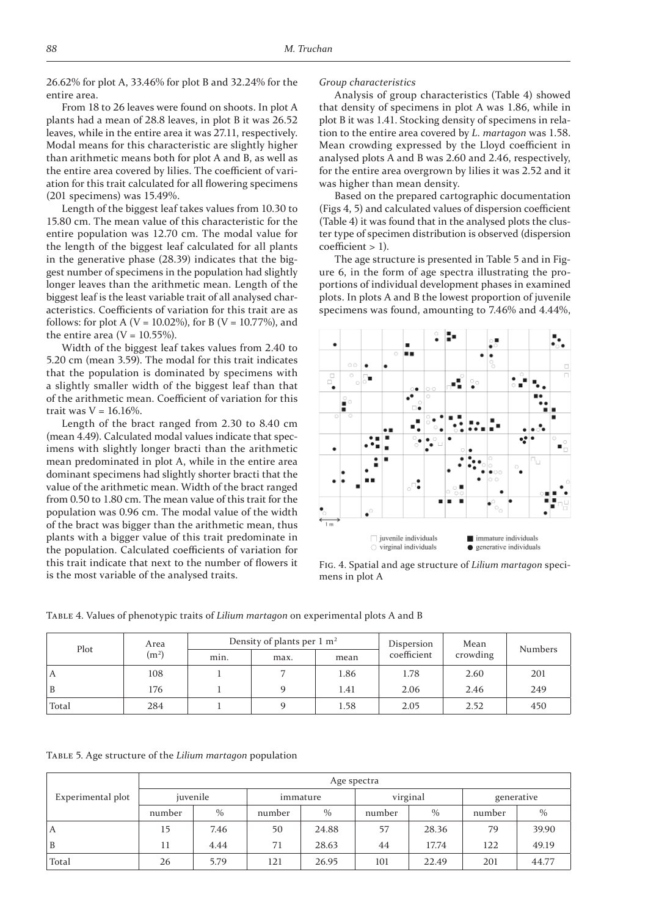26.62% for plot A, 33.46% for plot B and 32.24% for the entire area.

From 18 to 26 leaves were found on shoots. In plot A plants had a mean of 28.8 leaves, in plot B it was 26.52 leaves, while in the entire area it was 27.11, respectively. Modal means for this characteristic are slightly higher than arithmetic means both for plot A and B, as well as the entire area covered by lilies. The coefficient of variation for this trait calculated for all flowering specimens (201 specimens) was 15.49%.

Length of the biggest leaf takes values from 10.30 to 15.80 cm. The mean value of this characteristic for the entire population was 12.70 cm. The modal value for the length of the biggest leaf calculated for all plants in the generative phase (28.39) indicates that the biggest number of specimens in the population had slightly longer leaves than the arithmetic mean. Length of the biggest leaf is the least variable trait of all analysed characteristics. Coefficients of variation for this trait are as follows: for plot A (V = 10.02%), for B (V = 10.77%), and the entire area (V = 10.55%).

Width of the biggest leaf takes values from 2.40 to 5.20 cm (mean 3.59). The modal for this trait indicates that the population is dominated by specimens with a slightly smaller width of the biggest leaf than that of the arithmetic mean. Coefficient of variation for this trait was V = 16.16%.

Length of the bract ranged from 2.30 to 8.40 cm (mean 4.49). Calculated modal values indicate that specimens with slightly longer bracti than the arithmetic mean predominated in plot A, while in the entire area dominant specimens had slightly shorter bracti that the value of the arithmetic mean. Width of the bract ranged from 0.50 to 1.80 cm. The mean value of this trait for the population was 0.96 cm. The modal value of the width of the bract was bigger than the arithmetic mean, thus plants with a bigger value of this trait predominate in the population. Calculated coefficients of variation for this trait indicate that next to the number of flowers it is the most variable of the analysed traits.

*Group characteristics*

Analysis of group characteristics (Table 4) showed that density of specimens in plot A was 1.86, while in plot B it was 1.41. Stocking density of specimens in relation to the entire area covered by *L. martagon* was 1.58. Mean crowding expressed by the Lloyd coefficient in analysed plots A and B was 2.60 and 2.46, respectively, for the entire area overgrown by lilies it was 2.52 and it was higher than mean density.

Based on the prepared cartographic documentation (Figs 4, 5) and calculated values of dispersion coefficient (Table 4) it was found that in the analysed plots the cluster type of specimen distribution is observed (dispersion coefficient > 1).

The age structure is presented in Table 5 and in Figure 6, in the form of age spectra illustrating the proportions of individual development phases in examined plots. In plots A and B the lowest proportion of juvenile specimens was found, amounting to 7.46% and 4.44%,

Fig. 4. Spatial and age structure of *Lilium martagon* specimens in plot A

Table 4. Values of phenotypic traits of *Lilium martagon* on experimental plots A and B

| Plot | Area ($m^2$) | Density of plants per 1 $m^2$ | | | Dispersion coefficient | Mean crowding | Numbers |
|---|---|---|---|---|---|---|---|
| | | min. | max. | mean | | | |
| A | 108 | 1 | 7 | 1.86 | 1.78 | 2.60 | 201 |
| B | 176 | 1 | 9 | 1.41 | 2.06 | 2.46 | 249 |
| Total | 284 | 1 | 9 | 1.58 | 2.05 | 2.52 | 450 |

Table 5. Age structure of the *Lilium martagon* population

| Experimental plot | Age spectra | | | | | | | |
|---|---|---|---|---|---|---|---|---|
| | juvenile | | immature | | virginal | | generative | |
| | number | % | number | % | number | % | number | % |
| A | 15 | 7.46 | 50 | 24.88 | 57 | 28.36 | 79 | 39.90 |
| B | 11 | 4.44 | 71 | 28.63 | 44 | 17.74 | 122 | 49.19 |
| Total | 26 | 5.79 | 121 | 26.95 | 101 | 22.49 | 201 | 44.77 |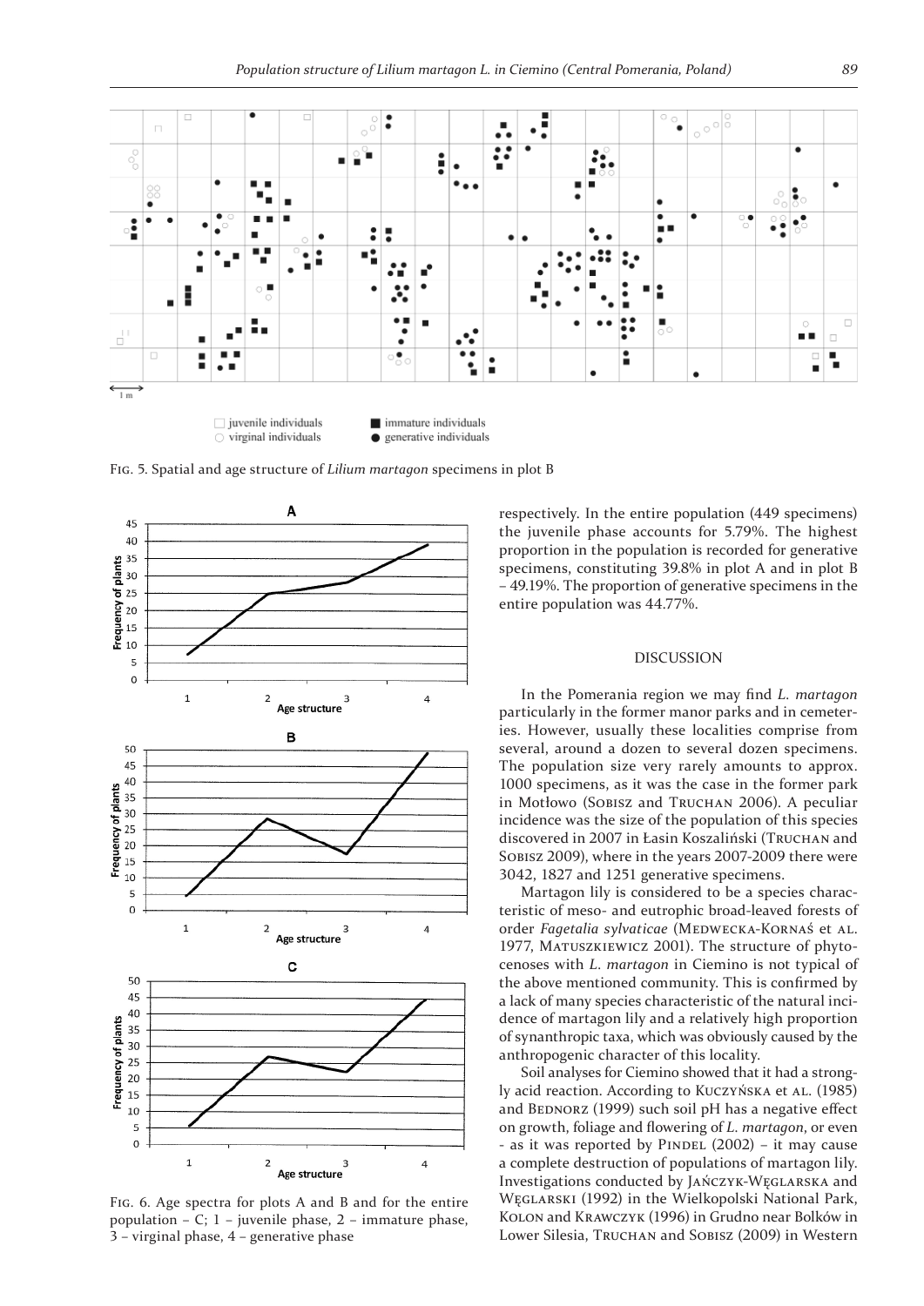Fig. 5. Spatial and age structure of *Lilium martagon* specimens in plot B

Fig. 6. Age spectra for plots A and B and for the entire population – C; 1 – juvenile phase, 2 – immature phase, 3 – virginal phase, 4 – generative phase

respectively. In the entire population (449 specimens) the juvenile phase accounts for 5.79%. The highest proportion in the population is recorded for generative specimens, constituting 39.8% in plot A and in plot B – 49.19%. The proportion of generative specimens in the entire population was 44.77%.

## DISCUSSION

In the Pomerania region we may find *L. martagon* particularly in the former manor parks and in cemeteries. However, usually these localities comprise from several, around a dozen to several dozen specimens. The population size very rarely amounts to approx. 1000 specimens, as it was the case in the former park in Motłowo (Sobisz and Truchan 2006). A peculiar incidence was the size of the population of this species discovered in 2007 in Łasin Koszaliński (Truchan and Sobisz 2009), where in the years 2007-2009 there were 3042, 1827 and 1251 generative specimens.

Martagon lily is considered to be a species characteristic of meso- and eutrophic broad-leaved forests of order *Fagetalia sylvaticae* (Medwecka-Kornaś et al. 1977, Matuszkiewicz 2001). The structure of phytocenoses with *L. martagon* in Ciemino is not typical of the above mentioned community. This is confirmed by a lack of many species characteristic of the natural incidence of martagon lily and a relatively high proportion of synanthropic taxa, which was obviously caused by the anthropogenic character of this locality.

Soil analyses for Ciemino showed that it had a strongly acid reaction. According to Kuczyńska et al. (1985) and Bednorz (1999) such soil pH has a negative effect on growth, foliage and flowering of *L. martagon*, or even - as it was reported by Pindel (2002) – it may cause a complete destruction of populations of martagon lily. Investigations conducted by Jańczyk-Węglarska and Węglarski (1992) in the Wielkopolski National Park, Kolon and Krawczyk (1996) in Grudno near Bolków in Lower Silesia, Truchan and Sobisz (2009) in Western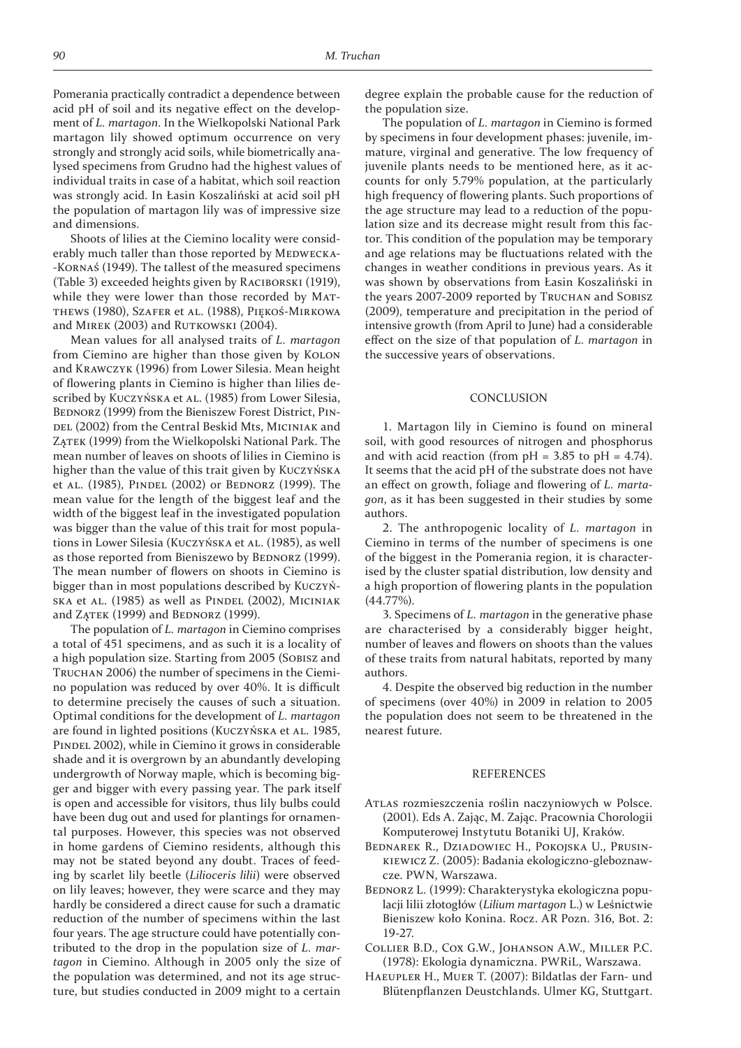Pomerania practically contradict a dependence between acid pH of soil and its negative effect on the development of *L. martagon*. In the Wielkopolski National Park martagon lily showed optimum occurrence on very strongly and strongly acid soils, while biometrically analysed specimens from Grudno had the highest values of individual traits in case of a habitat, which soil reaction was strongly acid. In Łasin Koszaliński at acid soil pH the population of martagon lily was of impressive size and dimensions.

Shoots of lilies at the Ciemino locality were considerably much taller than those reported by Medwecka-Kornaś (1949). The tallest of the measured specimens (Table 3) exceeded heights given by Raciborski (1919), while they were lower than those recorded by Matthews (1980), Szafer et al. (1988), Piękoś-Mirkowa and Mirek (2003) and Rutkowski (2004).

Mean values for all analysed traits of *L. martagon* from Ciemino are higher than those given by Kolon and Krawczyk (1996) from Lower Silesia. Mean height of flowering plants in Ciemino is higher than lilies described by Kuczyńska et al. (1985) from Lower Silesia, Bednorz (1999) from the Bieniszew Forest District, Pindel (2002) from the Central Beskid Mts, Miciniak and Zątek (1999) from the Wielkopolski National Park. The mean number of leaves on shoots of lilies in Ciemino is higher than the value of this trait given by Kuczyńska et al. (1985), Pindel (2002) or Bednorz (1999). The mean value for the length of the biggest leaf and the width of the biggest leaf in the investigated population was bigger than the value of this trait for most populations in Lower Silesia (Kuczyńska et al. (1985), as well as those reported from Bieniszewo by Bednorz (1999). The mean number of flowers on shoots in Ciemino is bigger than in most populations described by Kuczyńska et al. (1985) as well as Pindel (2002), Miciniak and Zątek (1999) and Bednorz (1999).

The population of *L. martagon* in Ciemino comprises a total of 451 specimens, and as such it is a locality of a high population size. Starting from 2005 (Sobisz and Truchan 2006) the number of specimens in the Ciemino population was reduced by over 40%. It is difficult to determine precisely the causes of such a situation. Optimal conditions for the development of *L. martagon* are found in lighted positions (Kuczyńska et al. 1985, Pindel 2002), while in Ciemino it grows in considerable shade and it is overgrown by an abundantly developing undergrowth of Norway maple, which is becoming bigger and bigger with every passing year. The park itself is open and accessible for visitors, thus lily bulbs could have been dug out and used for plantings for ornamental purposes. However, this species was not observed in home gardens of Ciemino residents, although this may not be stated beyond any doubt. Traces of feeding by scarlet lily beetle (*Lilioceris lilii*) were observed on lily leaves; however, they were scarce and they may hardly be considered a direct cause for such a dramatic reduction of the number of specimens within the last four years. The age structure could have potentially contributed to the drop in the population size of *L. martagon* in Ciemino. Although in 2005 only the size of the population was determined, and not its age structure, but studies conducted in 2009 might to a certain degree explain the probable cause for the reduction of the population size.

The population of *L. martagon* in Ciemino is formed by specimens in four development phases: juvenile, immature, virginal and generative. The low frequency of juvenile plants needs to be mentioned here, as it accounts for only 5.79% population, at the particularly high frequency of flowering plants. Such proportions of the age structure may lead to a reduction of the population size and its decrease might result from this factor. This condition of the population may be temporary and age relations may be fluctuations related with the changes in weather conditions in previous years. As it was shown by observations from Łasin Koszaliński in the years 2007-2009 reported by Truchan and Sobisz (2009), temperature and precipitation in the period of intensive growth (from April to June) had a considerable effect on the size of that population of *L. martagon* in the successive years of observations.

## CONCLUSION

1. Martagon lily in Ciemino is found on mineral soil, with good resources of nitrogen and phosphorus and with acid reaction (from pH = 3.85 to pH = 4.74). It seems that the acid pH of the substrate does not have an effect on growth, foliage and flowering of *L. martagon*, as it has been suggested in their studies by some authors.

2. The anthropogenic locality of *L. martagon* in Ciemino in terms of the number of specimens is one of the biggest in the Pomerania region, it is characterised by the cluster spatial distribution, low density and a high proportion of flowering plants in the population (44.77%).

3. Specimens of *L. martagon* in the generative phase are characterised by a considerably bigger height, number of leaves and flowers on shoots than the values of these traits from natural habitats, reported by many authors.

4. Despite the observed big reduction in the number of specimens (over 40%) in 2009 in relation to 2005 the population does not seem to be threatened in the nearest future.

## REFERENCES

Atlas rozmieszczenia roślin naczyniowych w Polsce. (2001). Eds A. Zając, M. Zając. Pracownia Chorologii Komputerowej Instytutu Botaniki UJ, Kraków.

Bednarek R., Dziadowiec H., Pokojska U., Prusinkiewicz Z. (2005): Badania ekologiczno-gleboznawcze. PWN, Warszawa.

Bednorz L. (1999): Charakterystyka ekologiczna populacji lilii złotogłów (*Lilium martagon* L.) w Leśnictwie Bieniszew koło Konina. Rocz. AR Pozn. 316, Bot. 2: 19-27.

Collier B.D., Cox G.W., Johanson A.W., Miller P.C. (1978): Ekologia dynamiczna. PWRiL, Warszawa.

Haeupler H., Muer T. (2007): Bildatlas der Farn- und Blütenpflanzen Deustchlands. Ulmer KG, Stuttgart.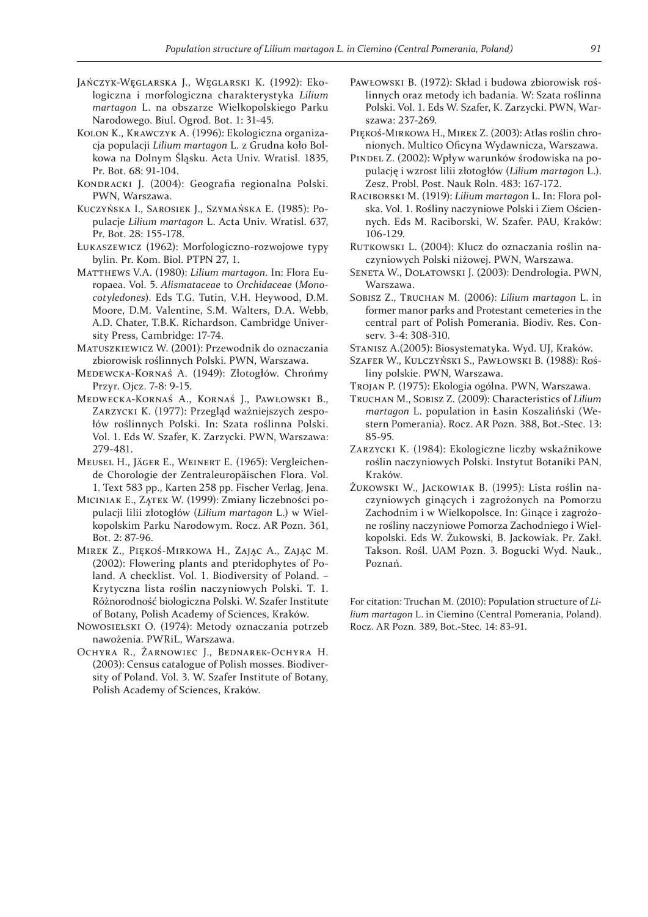Jańczyk-Węglarska J., Węglarski K. (1992): Ekologiczna i morfologiczna charakterystyka *Lilium martagon* L. na obszarze Wielkopolskiego Parku Narodowego. Biul. Ogrod. Bot. 1: 31-45.

Kolon K., Krawczyk A. (1996): Ekologiczna organizacja populacji *Lilium martagon* L. z Grudna koło Bolkowa na Dolnym Śląsku. Acta Univ. Wratisl. 1835, Pr. Bot. 68: 91-104.

Kondracki J. (2004): Geografia regionalna Polski. PWN, Warszawa.

Kuczyńska I., Sarosiek J., Szymańska E. (1985): Populacje *Lilium martagon* L. Acta Univ. Wratisl. 637, Pr. Bot. 28: 155-178.

Łukaszewicz (1962): Morfologiczno-rozwojowe typy bylin. Pr. Kom. Biol. PTPN 27, 1.

Matthews V.A. (1980): *Lilium martagon*. In: Flora Europaea. Vol. 5. *Alismataceae* to *Orchidaceae* (*Monocotyledones*). Eds T.G. Tutin, V.H. Heywood, D.M. Moore, D.M. Valentine, S.M. Walters, D.A. Webb, A.D. Chater, T.B.K. Richardson. Cambridge University Press, Cambridge: 17-74.

Matuszkiewicz W. (2001): Przewodnik do oznaczania zbiorowisk roślinnych Polski. PWN, Warszawa.

Medewcka-Kornaś A. (1949): Złotogłów. Chrońmy Przyr. Ojcz. 7-8: 9-15.

Medwecka-Kornaś A., Kornaś J., Pawłowski B., Zarzycki K. (1977): Przegląd ważniejszych zespołów roślinnych Polski. In: Szata roślinna Polski. Vol. 1. Eds W. Szafer, K. Zarzycki. PWN, Warszawa: 279-481.

Meusel H., Jäger E., Weinert E. (1965): Vergleichende Chorologie der Zentraleuropäischen Flora. Vol. 1. Text 583 pp., Karten 258 pp. Fischer Verlag, Jena.

Miciniak E., Zątek W. (1999): Zmiany liczebności populacji lilii złotogłów (*Lilium martagon* L.) w Wielkopolskim Parku Narodowym. Rocz. AR Pozn. 361, Bot. 2: 87-96.

Mirek Z., Piękoś-Mirkowa H., Zając A., Zając M. (2002): Flowering plants and pteridophytes of Poland. A checklist. Vol. 1. Biodiversity of Poland. – Krytyczna lista roślin naczyniowych Polski. T. 1. Różnorodność biologiczna Polski. W. Szafer Institute of Botany, Polish Academy of Sciences, Kraków.

Nowosielski O. (1974): Metody oznaczania potrzeb nawożenia. PWRiL, Warszawa.

Ochyra R., Żarnowiec J., Bednarek-Ochyra H. (2003): Census catalogue of Polish mosses. Biodiversity of Poland. Vol. 3. W. Szafer Institute of Botany, Polish Academy of Sciences, Kraków.

Pawłowski B. (1972): Skład i budowa zbiorowisk roślinnych oraz metody ich badania. W: Szata roślinna Polski. Vol. 1. Eds W. Szafer, K. Zarzycki. PWN, Warszawa: 237-269.

Piękoś-Mirkowa H., Mirek Z. (2003): Atlas roślin chronionych. Multico Oficyna Wydawnicza, Warszawa.

Pindel Z. (2002): Wpływ warunków środowiska na populację i wzrost lilii złotogłów (*Lilium martagon* L.). Zesz. Probl. Post. Nauk Roln. 483: 167-172.

Raciborski M. (1919): *Lilium martagon* L. In: Flora polska. Vol. 1. Rośliny naczyniowe Polski i Ziem Ościennych. Eds M. Raciborski, W. Szafer. PAU, Kraków: 106-129.

Rutkowski L. (2004): Klucz do oznaczania roślin naczyniowych Polski niżowej. PWN, Warszawa.

Seneta W., Dolatowski J. (2003): Dendrologia. PWN, Warszawa.

Sobisz Z., Truchan M. (2006): *Lilium martagon* L. in former manor parks and Protestant cemeteries in the central part of Polish Pomerania. Biodiv. Res. Conserv. 3-4: 308-310.

Stanisz A.(2005): Biosystematyka. Wyd. UJ, Kraków.

Szafer W., Kulczyński S., Pawłowski B. (1988): Rośliny polskie. PWN, Warszawa.

Trojan P. (1975): Ekologia ogólna. PWN, Warszawa.

Truchan M., Sobisz Z. (2009): Characteristics of *Lilium martagon* L. population in Łasin Koszaliński (Western Pomerania). Rocz. AR Pozn. 388, Bot.-Stec. 13: 85-95.

Zarzycki K. (1984): Ekologiczne liczby wskaźnikowe roślin naczyniowych Polski. Instytut Botaniki PAN, Kraków.

Żukowski W., Jackowiak B. (1995): Lista roślin naczyniowych ginących i zagrożonych na Pomorzu Zachodnim i w Wielkopolsce. In: Ginące i zagrożone rośliny naczyniowe Pomorza Zachodniego i Wielkopolski. Eds W. Żukowski, B. Jackowiak. Pr. Zakł. Takson. Rośl. UAM Pozn. 3. Bogucki Wyd. Nauk., Poznań.

For citation: Truchan M. (2010): Population structure of *Lilium martagon* L. in Ciemino (Central Pomerania, Poland). Rocz. AR Pozn. 389, Bot.-Stec. 14: 83-91.